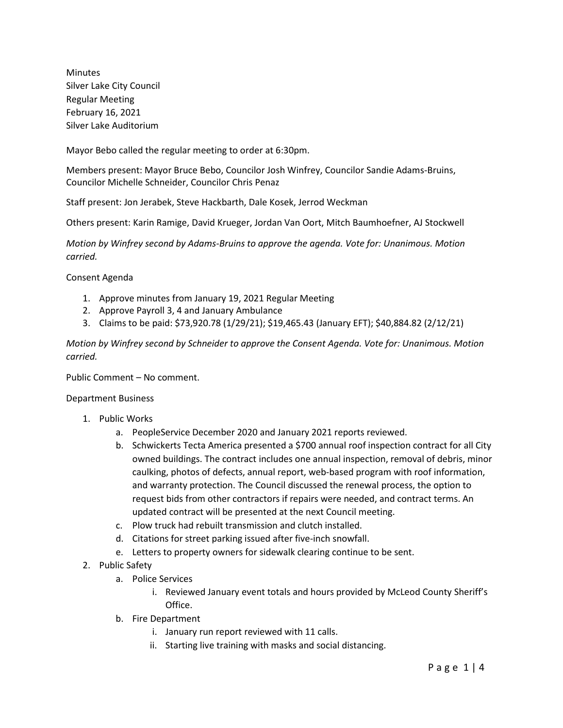Minutes
Silver Lake City Council
Regular Meeting
February 16, 2021
Silver Lake Auditorium

Mayor Bebo called the regular meeting to order at 6:30pm.

Members present: Mayor Bruce Bebo, Councilor Josh Winfrey, Councilor Sandie Adams-Bruins, Councilor Michelle Schneider, Councilor Chris Penaz

Staff present: Jon Jerabek, Steve Hackbarth, Dale Kosek, Jerrod Weckman

Others present: Karin Ramige, David Krueger, Jordan Van Oort, Mitch Baumhoefner, AJ Stockwell

*Motion by Winfrey second by Adams-Bruins to approve the agenda. Vote for: Unanimous. Motion carried.*

Consent Agenda

1. Approve minutes from January 19, 2021 Regular Meeting
2. Approve Payroll 3, 4 and January Ambulance
3. Claims to be paid: $73,920.78 (1/29/21); $19,465.43 (January EFT); $40,884.82 (2/12/21)

*Motion by Winfrey second by Schneider to approve the Consent Agenda. Vote for: Unanimous. Motion carried.*

Public Comment – No comment.

Department Business

1. Public Works
   a. PeopleService December 2020 and January 2021 reports reviewed.
   b. Schwickerts Tecta America presented a $700 annual roof inspection contract for all City owned buildings. The contract includes one annual inspection, removal of debris, minor caulking, photos of defects, annual report, web-based program with roof information, and warranty protection. The Council discussed the renewal process, the option to request bids from other contractors if repairs were needed, and contract terms. An updated contract will be presented at the next Council meeting.
   c. Plow truck had rebuilt transmission and clutch installed.
   d. Citations for street parking issued after five-inch snowfall.
   e. Letters to property owners for sidewalk clearing continue to be sent.
2. Public Safety
   a. Police Services
      i. Reviewed January event totals and hours provided by McLeod County Sheriff's Office.
   b. Fire Department
      i. January run report reviewed with 11 calls.
      ii. Starting live training with masks and social distancing.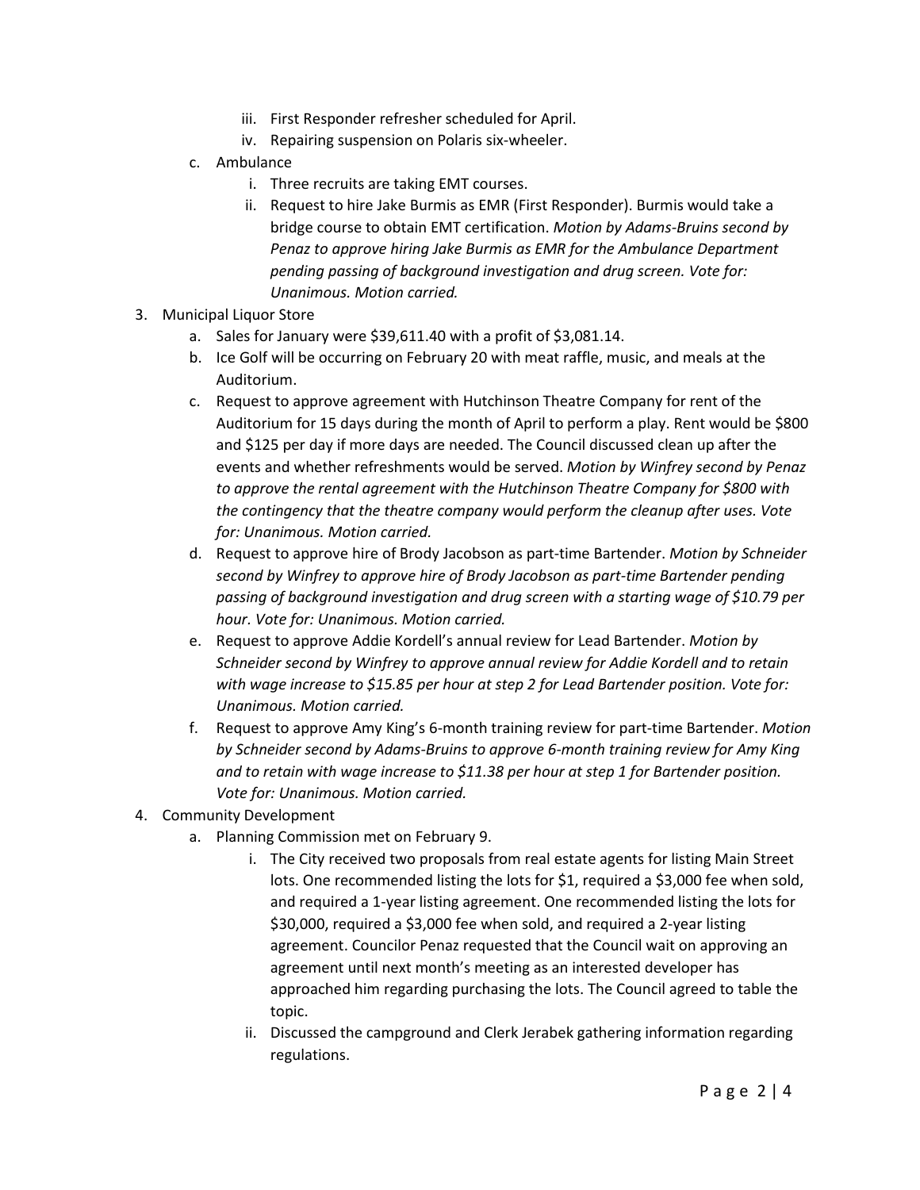- iii. First Responder refresher scheduled for April.
   - iv. Repairing suspension on Polaris six-wheeler.
   
   c. Ambulance
      - i. Three recruits are taking EMT courses.
      - ii. Request to hire Jake Burmis as EMR (First Responder). Burmis would take a bridge course to obtain EMT certification. *Motion by Adams-Bruins second by Penaz to approve hiring Jake Burmis as EMR for the Ambulance Department pending passing of background investigation and drug screen. Vote for: Unanimous. Motion carried.*

3. Municipal Liquor Store
   - a. Sales for January were $39,611.40 with a profit of $3,081.14.
   - b. Ice Golf will be occurring on February 20 with meat raffle, music, and meals at the Auditorium.
   - c. Request to approve agreement with Hutchinson Theatre Company for rent of the Auditorium for 15 days during the month of April to perform a play. Rent would be $800 and $125 per day if more days are needed. The Council discussed clean up after the events and whether refreshments would be served. *Motion by Winfrey second by Penaz to approve the rental agreement with the Hutchinson Theatre Company for $800 with the contingency that the theatre company would perform the cleanup after uses. Vote for: Unanimous. Motion carried.*
   - d. Request to approve hire of Brody Jacobson as part-time Bartender. *Motion by Schneider second by Winfrey to approve hire of Brody Jacobson as part-time Bartender pending passing of background investigation and drug screen with a starting wage of $10.79 per hour. Vote for: Unanimous. Motion carried.*
   - e. Request to approve Addie Kordell's annual review for Lead Bartender. *Motion by Schneider second by Winfrey to approve annual review for Addie Kordell and to retain with wage increase to $15.85 per hour at step 2 for Lead Bartender position. Vote for: Unanimous. Motion carried.*
   - f. Request to approve Amy King's 6-month training review for part-time Bartender. *Motion by Schneider second by Adams-Bruins to approve 6-month training review for Amy King and to retain with wage increase to $11.38 per hour at step 1 for Bartender position. Vote for: Unanimous. Motion carried.*

4. Community Development
   - a. Planning Commission met on February 9.
      - i. The City received two proposals from real estate agents for listing Main Street lots. One recommended listing the lots for $1, required a $3,000 fee when sold, and required a 1-year listing agreement. One recommended listing the lots for $30,000, required a $3,000 fee when sold, and required a 2-year listing agreement. Councilor Penaz requested that the Council wait on approving an agreement until next month's meeting as an interested developer has approached him regarding purchasing the lots. The Council agreed to table the topic.
      - ii. Discussed the campground and Clerk Jerabek gathering information regarding regulations.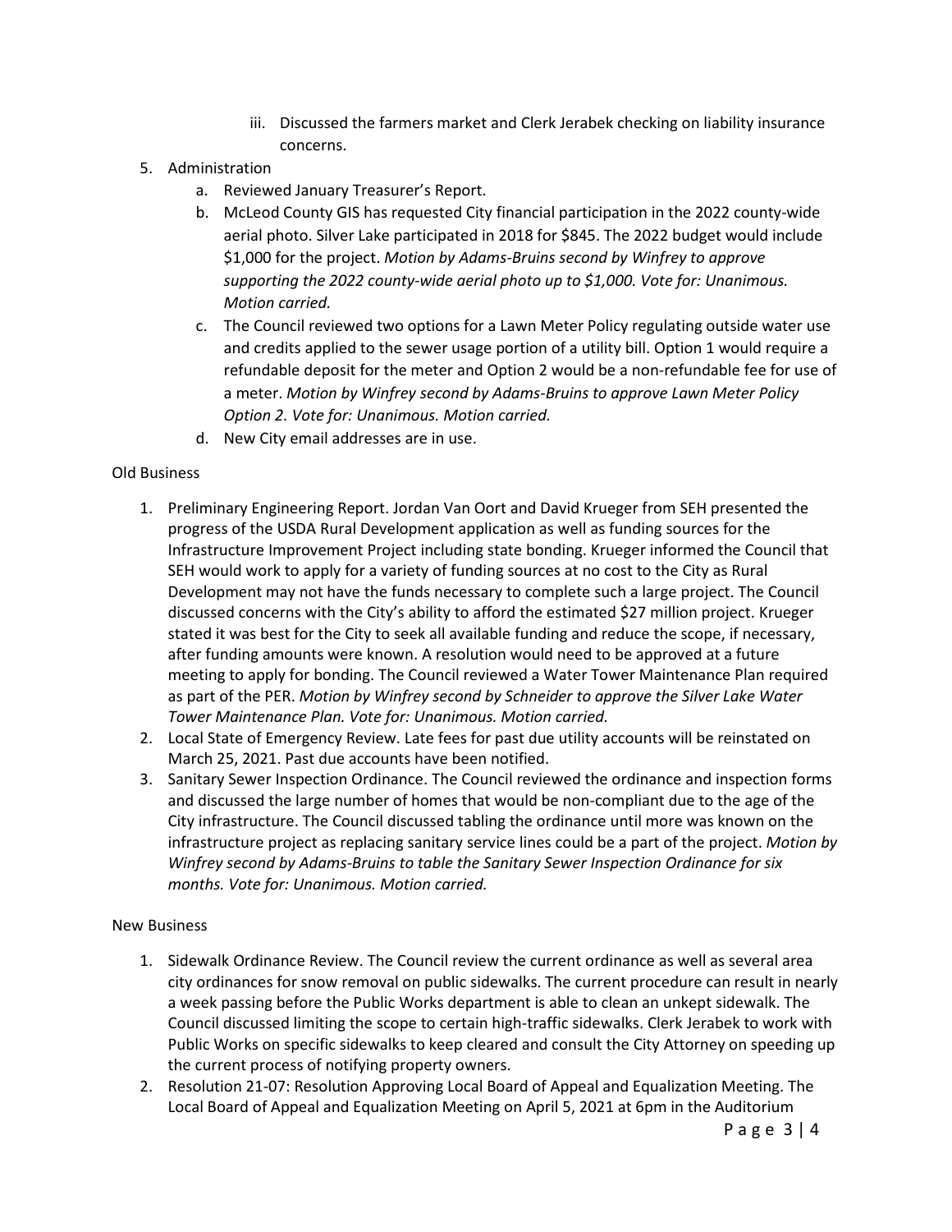iii. Discussed the farmers market and Clerk Jerabek checking on liability insurance concerns.

5. Administration
    a. Reviewed January Treasurer's Report.
    b. McLeod County GIS has requested City financial participation in the 2022 county-wide aerial photo. Silver Lake participated in 2018 for $845. The 2022 budget would include $1,000 for the project. *Motion by Adams-Bruins second by Winfrey to approve supporting the 2022 county-wide aerial photo up to $1,000. Vote for: Unanimous. Motion carried.*
    c. The Council reviewed two options for a Lawn Meter Policy regulating outside water use and credits applied to the sewer usage portion of a utility bill. Option 1 would require a refundable deposit for the meter and Option 2 would be a non-refundable fee for use of a meter. *Motion by Winfrey second by Adams-Bruins to approve Lawn Meter Policy Option 2. Vote for: Unanimous. Motion carried.*
    d. New City email addresses are in use.

Old Business

1. Preliminary Engineering Report. Jordan Van Oort and David Krueger from SEH presented the progress of the USDA Rural Development application as well as funding sources for the Infrastructure Improvement Project including state bonding. Krueger informed the Council that SEH would work to apply for a variety of funding sources at no cost to the City as Rural Development may not have the funds necessary to complete such a large project. The Council discussed concerns with the City's ability to afford the estimated $27 million project. Krueger stated it was best for the City to seek all available funding and reduce the scope, if necessary, after funding amounts were known. A resolution would need to be approved at a future meeting to apply for bonding. The Council reviewed a Water Tower Maintenance Plan required as part of the PER. *Motion by Winfrey second by Schneider to approve the Silver Lake Water Tower Maintenance Plan. Vote for: Unanimous. Motion carried.*
2. Local State of Emergency Review. Late fees for past due utility accounts will be reinstated on March 25, 2021. Past due accounts have been notified.
3. Sanitary Sewer Inspection Ordinance. The Council reviewed the ordinance and inspection forms and discussed the large number of homes that would be non-compliant due to the age of the City infrastructure. The Council discussed tabling the ordinance until more was known on the infrastructure project as replacing sanitary service lines could be a part of the project. *Motion by Winfrey second by Adams-Bruins to table the Sanitary Sewer Inspection Ordinance for six months. Vote for: Unanimous. Motion carried.*

New Business

1. Sidewalk Ordinance Review. The Council review the current ordinance as well as several area city ordinances for snow removal on public sidewalks. The current procedure can result in nearly a week passing before the Public Works department is able to clean an unkept sidewalk. The Council discussed limiting the scope to certain high-traffic sidewalks. Clerk Jerabek to work with Public Works on specific sidewalks to keep cleared and consult the City Attorney on speeding up the current process of notifying property owners.
2. Resolution 21-07: Resolution Approving Local Board of Appeal and Equalization Meeting. The Local Board of Appeal and Equalization Meeting on April 5, 2021 at 6pm in the Auditorium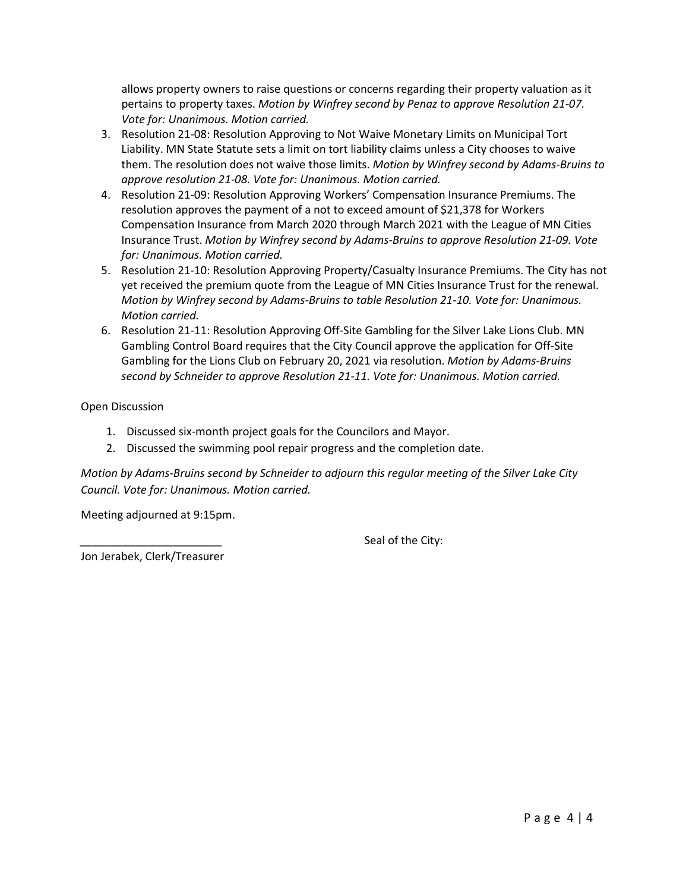allows property owners to raise questions or concerns regarding their property valuation as it pertains to property taxes. *Motion by Winfrey second by Penaz to approve Resolution 21-07. Vote for: Unanimous. Motion carried.*

3. Resolution 21-08: Resolution Approving to Not Waive Monetary Limits on Municipal Tort Liability. MN State Statute sets a limit on tort liability claims unless a City chooses to waive them. The resolution does not waive those limits. *Motion by Winfrey second by Adams-Bruins to approve resolution 21-08. Vote for: Unanimous. Motion carried.*
4. Resolution 21-09: Resolution Approving Workers' Compensation Insurance Premiums. The resolution approves the payment of a not to exceed amount of $21,378 for Workers Compensation Insurance from March 2020 through March 2021 with the League of MN Cities Insurance Trust. *Motion by Winfrey second by Adams-Bruins to approve Resolution 21-09. Vote for: Unanimous. Motion carried.*
5. Resolution 21-10: Resolution Approving Property/Casualty Insurance Premiums. The City has not yet received the premium quote from the League of MN Cities Insurance Trust for the renewal. *Motion by Winfrey second by Adams-Bruins to table Resolution 21-10. Vote for: Unanimous. Motion carried.*
6. Resolution 21-11: Resolution Approving Off-Site Gambling for the Silver Lake Lions Club. MN Gambling Control Board requires that the City Council approve the application for Off-Site Gambling for the Lions Club on February 20, 2021 via resolution. *Motion by Adams-Bruins second by Schneider to approve Resolution 21-11. Vote for: Unanimous. Motion carried.*

Open Discussion

1. Discussed six-month project goals for the Councilors and Mayor.
2. Discussed the swimming pool repair progress and the completion date.

*Motion by Adams-Bruins second by Schneider to adjourn this regular meeting of the Silver Lake City Council. Vote for: Unanimous. Motion carried.*

Meeting adjourned at 9:15pm.

______________________

Jon Jerabek, Clerk/Treasurer

Seal of the City: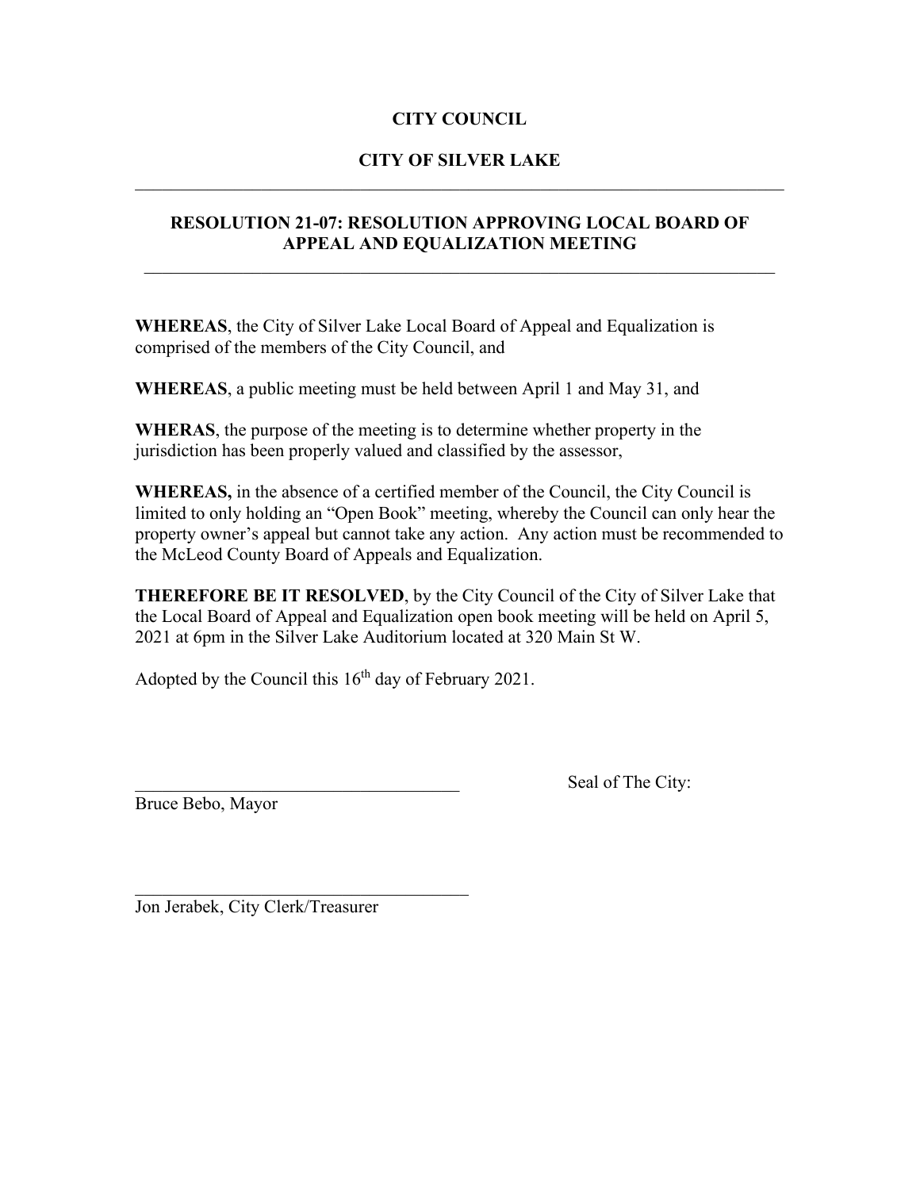**CITY COUNCIL**

**CITY OF SILVER LAKE**

---

## RESOLUTION 21-07: RESOLUTION APPROVING LOCAL BOARD OF APPEAL AND EQUALIZATION MEETING

---

**WHEREAS**, the City of Silver Lake Local Board of Appeal and Equalization is comprised of the members of the City Council, and

**WHEREAS**, a public meeting must be held between April 1 and May 31, and

**WHERAS**, the purpose of the meeting is to determine whether property in the jurisdiction has been properly valued and classified by the assessor,

**WHEREAS,** in the absence of a certified member of the Council, the City Council is limited to only holding an "Open Book" meeting, whereby the Council can only hear the property owner's appeal but cannot take any action. Any action must be recommended to the McLeod County Board of Appeals and Equalization.

**THEREFORE BE IT RESOLVED**, by the City Council of the City of Silver Lake that the Local Board of Appeal and Equalization open book meeting will be held on April 5, 2021 at 6pm in the Silver Lake Auditorium located at 320 Main St W.

Adopted by the Council this 16th day of February 2021.

_____________________________________ Seal of The City:

Bruce Bebo, Mayor

_____________________________________

Jon Jerabek, City Clerk/Treasurer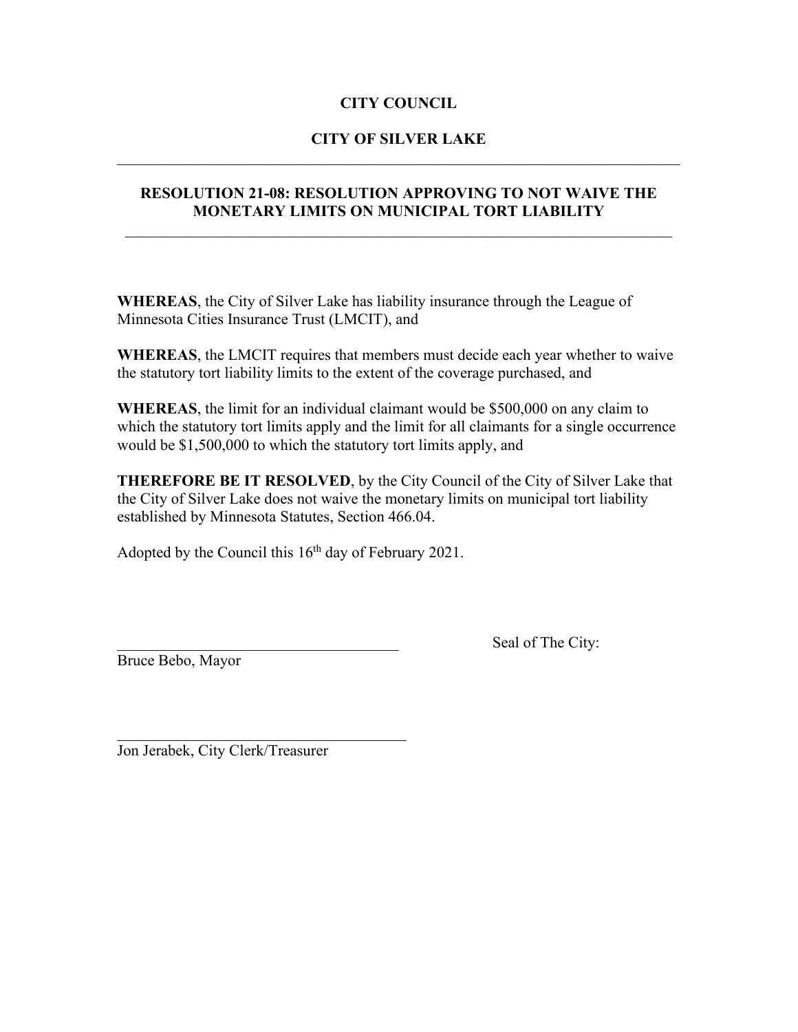**CITY COUNCIL**

**CITY OF SILVER LAKE**

---

## RESOLUTION 21-08: RESOLUTION APPROVING TO NOT WAIVE THE MONETARY LIMITS ON MUNICIPAL TORT LIABILITY

---

**WHEREAS**, the City of Silver Lake has liability insurance through the League of Minnesota Cities Insurance Trust (LMCIT), and

**WHEREAS**, the LMCIT requires that members must decide each year whether to waive the statutory tort liability limits to the extent of the coverage purchased, and

**WHEREAS**, the limit for an individual claimant would be $500,000 on any claim to which the statutory tort limits apply and the limit for all claimants for a single occurrence would be $1,500,000 to which the statutory tort limits apply, and

**THEREFORE BE IT RESOLVED**, by the City Council of the City of Silver Lake that the City of Silver Lake does not waive the monetary limits on municipal tort liability established by Minnesota Statutes, Section 466.04.

Adopted by the Council this 16th day of February 2021.

\_\_\_\_\_\_\_\_\_\_\_\_\_\_\_\_\_\_\_\_\_\_\_\_\_\_\_\_\_\_\_\_\_\_\_\_\_\_
Bruce Bebo, Mayor

Seal of The City:

\_\_\_\_\_\_\_\_\_\_\_\_\_\_\_\_\_\_\_\_\_\_\_\_\_\_\_\_\_\_\_\_\_\_\_\_\_\_
Jon Jerabek, City Clerk/Treasurer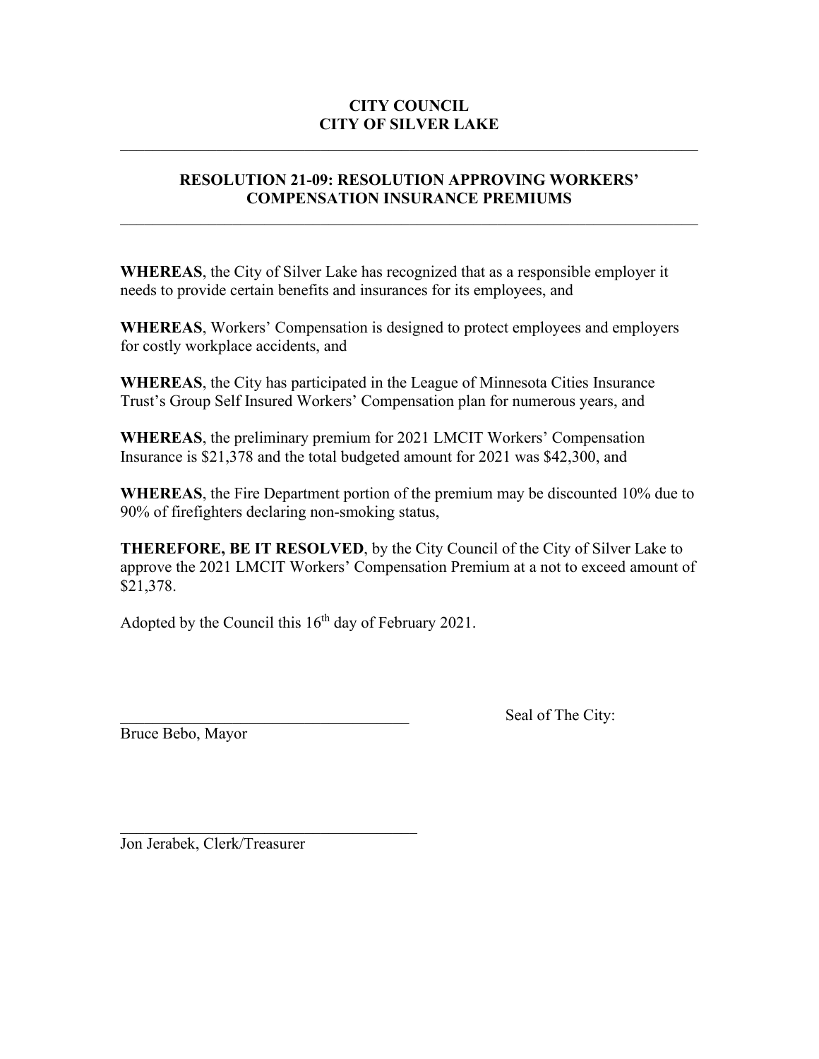**CITY COUNCIL**
**CITY OF SILVER LAKE**

---

## RESOLUTION 21-09: RESOLUTION APPROVING WORKERS' COMPENSATION INSURANCE PREMIUMS

---

**WHEREAS**, the City of Silver Lake has recognized that as a responsible employer it needs to provide certain benefits and insurances for its employees, and

**WHEREAS**, Workers' Compensation is designed to protect employees and employers for costly workplace accidents, and

**WHEREAS**, the City has participated in the League of Minnesota Cities Insurance Trust's Group Self Insured Workers' Compensation plan for numerous years, and

**WHEREAS**, the preliminary premium for 2021 LMCIT Workers' Compensation Insurance is $21,378 and the total budgeted amount for 2021 was $42,300, and

**WHEREAS**, the Fire Department portion of the premium may be discounted 10% due to 90% of firefighters declaring non-smoking status,

**THEREFORE, BE IT RESOLVED**, by the City Council of the City of Silver Lake to approve the 2021 LMCIT Workers' Compensation Premium at a not to exceed amount of $21,378.

Adopted by the Council this 16th day of February 2021.

_____________________________________ Seal of The City:

Bruce Bebo, Mayor

_____________________________________

Jon Jerabek, Clerk/Treasurer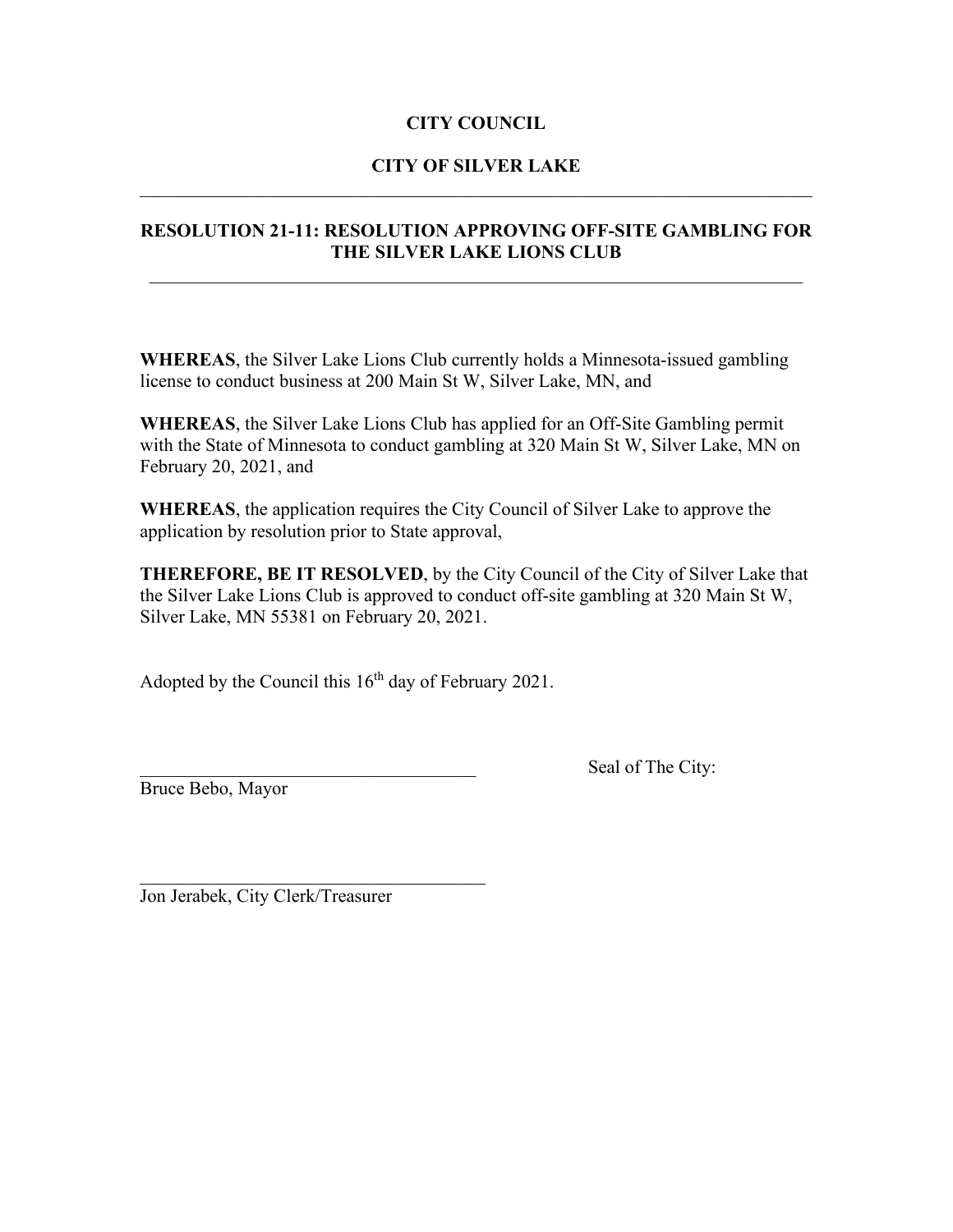**CITY COUNCIL**

**CITY OF SILVER LAKE**

---

**RESOLUTION 21-11: RESOLUTION APPROVING OFF-SITE GAMBLING FOR THE SILVER LAKE LIONS CLUB**

---

**WHEREAS**, the Silver Lake Lions Club currently holds a Minnesota-issued gambling license to conduct business at 200 Main St W, Silver Lake, MN, and

**WHEREAS**, the Silver Lake Lions Club has applied for an Off-Site Gambling permit with the State of Minnesota to conduct gambling at 320 Main St W, Silver Lake, MN on February 20, 2021, and

**WHEREAS**, the application requires the City Council of Silver Lake to approve the application by resolution prior to State approval,

**THEREFORE, BE IT RESOLVED**, by the City Council of the City of Silver Lake that the Silver Lake Lions Club is approved to conduct off-site gambling at 320 Main St W, Silver Lake, MN 55381 on February 20, 2021.

Adopted by the Council this 16th day of February 2021.

\_\_\_\_\_\_\_\_\_\_\_\_\_\_\_\_\_\_\_\_\_\_\_\_\_\_\_\_\_\_\_\_\_\_\_\_\_\_
Bruce Bebo, Mayor

Seal of The City:

\_\_\_\_\_\_\_\_\_\_\_\_\_\_\_\_\_\_\_\_\_\_\_\_\_\_\_\_\_\_\_\_\_\_\_\_\_\_
Jon Jerabek, City Clerk/Treasurer